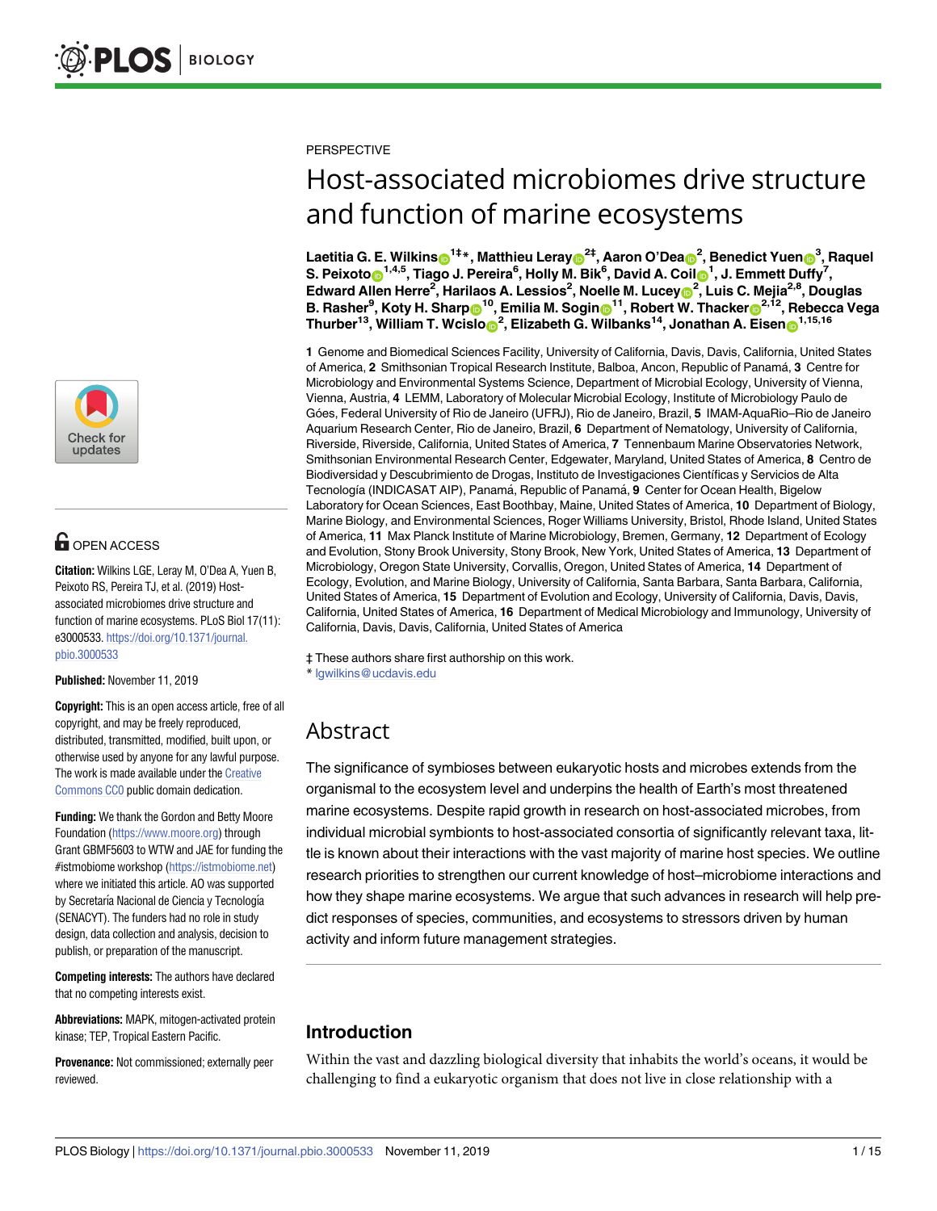PERSPECTIVE

# Host-associated microbiomes drive structure and function of marine ecosystems

**Laetitia G. E. Wilkins[1‡*], Matthieu Leray[2‡], Aaron O'Dea[2], Benedict Yuen[3], Raquel S. Peixoto[1,4,5], Tiago J. Pereira[6], Holly M. Bik[6], David A. Coil[1], J. Emmett Duffy[7], Edward Allen Herre[2], Harilaos A. Lessios[2], Noelle M. Lucey[2], Luis C. Mejia[2,8], Douglas B. Rasher[9], Koty H. Sharp[10], Emilia M. Sogin[11], Robert W. Thacker[2,12], Rebecca Vega Thurber[13], William T. Wcislo[2], Elizabeth G. Wilbanks[14], Jonathan A. Eisen[1,15,16]**

**1** Genome and Biomedical Sciences Facility, University of California, Davis, Davis, California, United States of America, **2** Smithsonian Tropical Research Institute, Balboa, Ancon, Republic of Panamá, **3** Centre for Microbiology and Environmental Systems Science, Department of Microbial Ecology, University of Vienna, Vienna, Austria, **4** LEMM, Laboratory of Molecular Microbial Ecology, Institute of Microbiology Paulo de Góes, Federal University of Rio de Janeiro (UFRJ), Rio de Janeiro, Brazil, **5** IMAM-AquaRio–Rio de Janeiro Aquarium Research Center, Rio de Janeiro, Brazil, **6** Department of Nematology, University of California, Riverside, Riverside, California, United States of America, **7** Tennenbaum Marine Observatories Network, Smithsonian Environmental Research Center, Edgewater, Maryland, United States of America, **8** Centro de Biodiversidad y Descubrimiento de Drogas, Instituto de Investigaciones Científicas y Servicios de Alta Tecnología (INDICASAT AIP), Panamá, Republic of Panamá, **9** Center for Ocean Health, Bigelow Laboratory for Ocean Sciences, East Boothbay, Maine, United States of America, **10** Department of Biology, Marine Biology, and Environmental Sciences, Roger Williams University, Bristol, Rhode Island, United States of America, **11** Max Planck Institute of Marine Microbiology, Bremen, Germany, **12** Department of Ecology and Evolution, Stony Brook University, Stony Brook, New York, United States of America, **13** Department of Microbiology, Oregon State University, Corvallis, Oregon, United States of America, **14** Department of Ecology, Evolution, and Marine Biology, University of California, Santa Barbara, Santa Barbara, California, United States of America, **15** Department of Evolution and Ecology, University of California, Davis, Davis, California, United States of America, **16** Department of Medical Microbiology and Immunology, University of California, Davis, Davis, California, United States of America

‡ These authors share first authorship on this work.
* lgwilkins@ucdavis.edu

OPEN ACCESS

**Citation:** Wilkins LGE, Leray M, O'Dea A, Yuen B, Peixoto RS, Pereira TJ, et al. (2019) Host-associated microbiomes drive structure and function of marine ecosystems. PLoS Biol 17(11): e3000533. https://doi.org/10.1371/journal.pbio.3000533

**Published:** November 11, 2019

**Copyright:** This is an open access article, free of all copyright, and may be freely reproduced, distributed, transmitted, modified, built upon, or otherwise used by anyone for any lawful purpose. The work is made available under the Creative Commons CC0 public domain dedication.

**Funding:** We thank the Gordon and Betty Moore Foundation (https://www.moore.org) through Grant GBMF5603 to WTW and JAE for funding the #istmobiome workshop (https://istmobiome.net) where we initiated this article. AO was supported by Secretaría Nacional de Ciencia y Tecnología (SENACYT). The funders had no role in study design, data collection and analysis, decision to publish, or preparation of the manuscript.

**Competing interests:** The authors have declared that no competing interests exist.

**Abbreviations:** MAPK, mitogen-activated protein kinase; TEP, Tropical Eastern Pacific.

**Provenance:** Not commissioned; externally peer reviewed.

## Abstract

The significance of symbioses between eukaryotic hosts and microbes extends from the organismal to the ecosystem level and underpins the health of Earth's most threatened marine ecosystems. Despite rapid growth in research on host-associated microbes, from individual microbial symbionts to host-associated consortia of significantly relevant taxa, little is known about their interactions with the vast majority of marine host species. We outline research priorities to strengthen our current knowledge of host–microbiome interactions and how they shape marine ecosystems. We argue that such advances in research will help predict responses of species, communities, and ecosystems to stressors driven by human activity and inform future management strategies.

## Introduction

Within the vast and dazzling biological diversity that inhabits the world's oceans, it would be challenging to find a eukaryotic organism that does not live in close relationship with a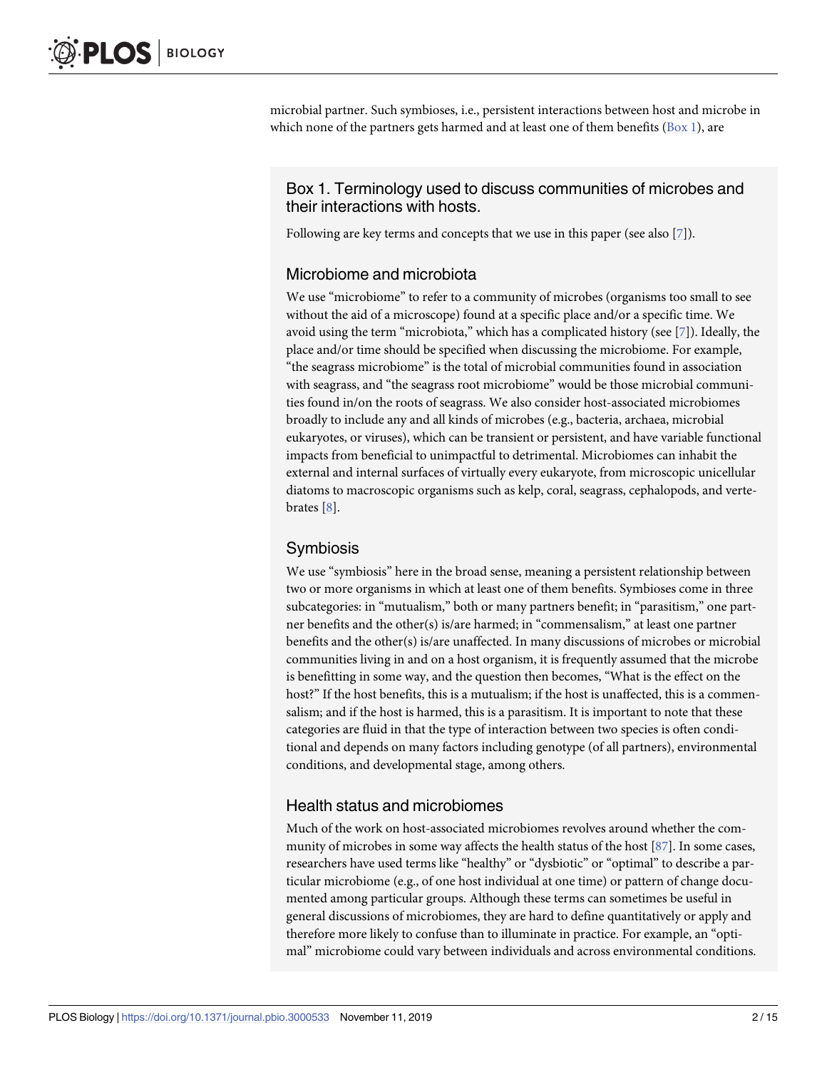microbial partner. Such symbioses, i.e., persistent interactions between host and microbe in which none of the partners gets harmed and at least one of them benefits (Box 1), are

## Box 1. Terminology used to discuss communities of microbes and their interactions with hosts.

Following are key terms and concepts that we use in this paper (see also [7]).

### Microbiome and microbiota

We use "microbiome" to refer to a community of microbes (organisms too small to see without the aid of a microscope) found at a specific place and/or a specific time. We avoid using the term "microbiota," which has a complicated history (see [7]). Ideally, the place and/or time should be specified when discussing the microbiome. For example, "the seagrass microbiome" is the total of microbial communities found in association with seagrass, and "the seagrass root microbiome" would be those microbial communities found in/on the roots of seagrass. We also consider host-associated microbiomes broadly to include any and all kinds of microbes (e.g., bacteria, archaea, microbial eukaryotes, or viruses), which can be transient or persistent, and have variable functional impacts from beneficial to unimpactful to detrimental. Microbiomes can inhabit the external and internal surfaces of virtually every eukaryote, from microscopic unicellular diatoms to macroscopic organisms such as kelp, coral, seagrass, cephalopods, and vertebrates [8].

### Symbiosis

We use "symbiosis" here in the broad sense, meaning a persistent relationship between two or more organisms in which at least one of them benefits. Symbioses come in three subcategories: in "mutualism," both or many partners benefit; in "parasitism," one partner benefits and the other(s) is/are harmed; in "commensalism," at least one partner benefits and the other(s) is/are unaffected. In many discussions of microbes or microbial communities living in and on a host organism, it is frequently assumed that the microbe is benefitting in some way, and the question then becomes, "What is the effect on the host?" If the host benefits, this is a mutualism; if the host is unaffected, this is a commensalism; and if the host is harmed, this is a parasitism. It is important to note that these categories are fluid in that the type of interaction between two species is often conditional and depends on many factors including genotype (of all partners), environmental conditions, and developmental stage, among others.

### Health status and microbiomes

Much of the work on host-associated microbiomes revolves around whether the community of microbes in some way affects the health status of the host [87]. In some cases, researchers have used terms like "healthy" or "dysbiotic" or "optimal" to describe a particular microbiome (e.g., of one host individual at one time) or pattern of change documented among particular groups. Although these terms can sometimes be useful in general discussions of microbiomes, they are hard to define quantitatively or apply and therefore more likely to confuse than to illuminate in practice. For example, an "optimal" microbiome could vary between individuals and across environmental conditions.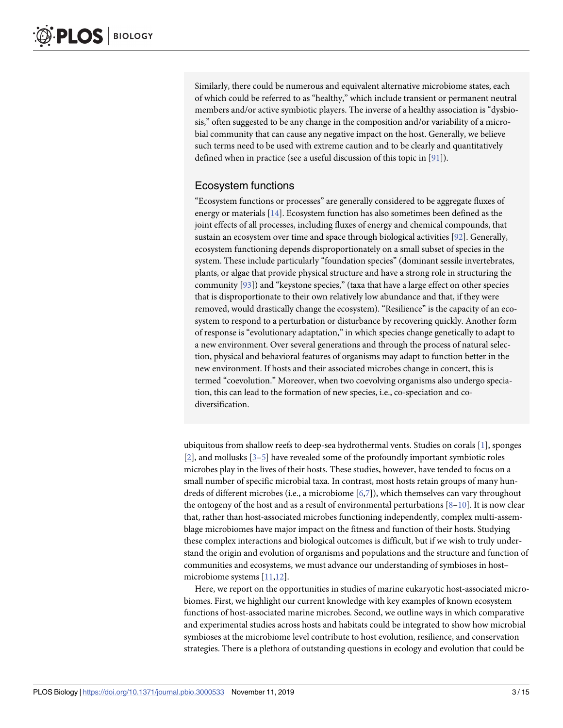Similarly, there could be numerous and equivalent alternative microbiome states, each of which could be referred to as "healthy," which include transient or permanent neutral members and/or active symbiotic players. The inverse of a healthy association is "dysbiosis," often suggested to be any change in the composition and/or variability of a microbial community that can cause any negative impact on the host. Generally, we believe such terms need to be used with extreme caution and to be clearly and quantitatively defined when in practice (see a useful discussion of this topic in [91]).

### Ecosystem functions

"Ecosystem functions or processes" are generally considered to be aggregate fluxes of energy or materials [14]. Ecosystem function has also sometimes been defined as the joint effects of all processes, including fluxes of energy and chemical compounds, that sustain an ecosystem over time and space through biological activities [92]. Generally, ecosystem functioning depends disproportionately on a small subset of species in the system. These include particularly "foundation species" (dominant sessile invertebrates, plants, or algae that provide physical structure and have a strong role in structuring the community [93]) and "keystone species," (taxa that have a large effect on other species that is disproportionate to their own relatively low abundance and that, if they were removed, would drastically change the ecosystem). "Resilience" is the capacity of an ecosystem to respond to a perturbation or disturbance by recovering quickly. Another form of response is "evolutionary adaptation," in which species change genetically to adapt to a new environment. Over several generations and through the process of natural selection, physical and behavioral features of organisms may adapt to function better in the new environment. If hosts and their associated microbes change in concert, this is termed "coevolution." Moreover, when two coevolving organisms also undergo speciation, this can lead to the formation of new species, i.e., co-speciation and co-diversification.

ubiquitous from shallow reefs to deep-sea hydrothermal vents. Studies on corals [1], sponges [2], and mollusks [3–5] have revealed some of the profoundly important symbiotic roles microbes play in the lives of their hosts. These studies, however, have tended to focus on a small number of specific microbial taxa. In contrast, most hosts retain groups of many hundreds of different microbes (i.e., a microbiome [6,7]), which themselves can vary throughout the ontogeny of the host and as a result of environmental perturbations [8–10]. It is now clear that, rather than host-associated microbes functioning independently, complex multi-assemblage microbiomes have major impact on the fitness and function of their hosts. Studying these complex interactions and biological outcomes is difficult, but if we wish to truly understand the origin and evolution of organisms and populations and the structure and function of communities and ecosystems, we must advance our understanding of symbioses in host–microbiome systems [11,12].

Here, we report on the opportunities in studies of marine eukaryotic host-associated microbiomes. First, we highlight our current knowledge with key examples of known ecosystem functions of host-associated marine microbes. Second, we outline ways in which comparative and experimental studies across hosts and habitats could be integrated to show how microbial symbioses at the microbiome level contribute to host evolution, resilience, and conservation strategies. There is a plethora of outstanding questions in ecology and evolution that could be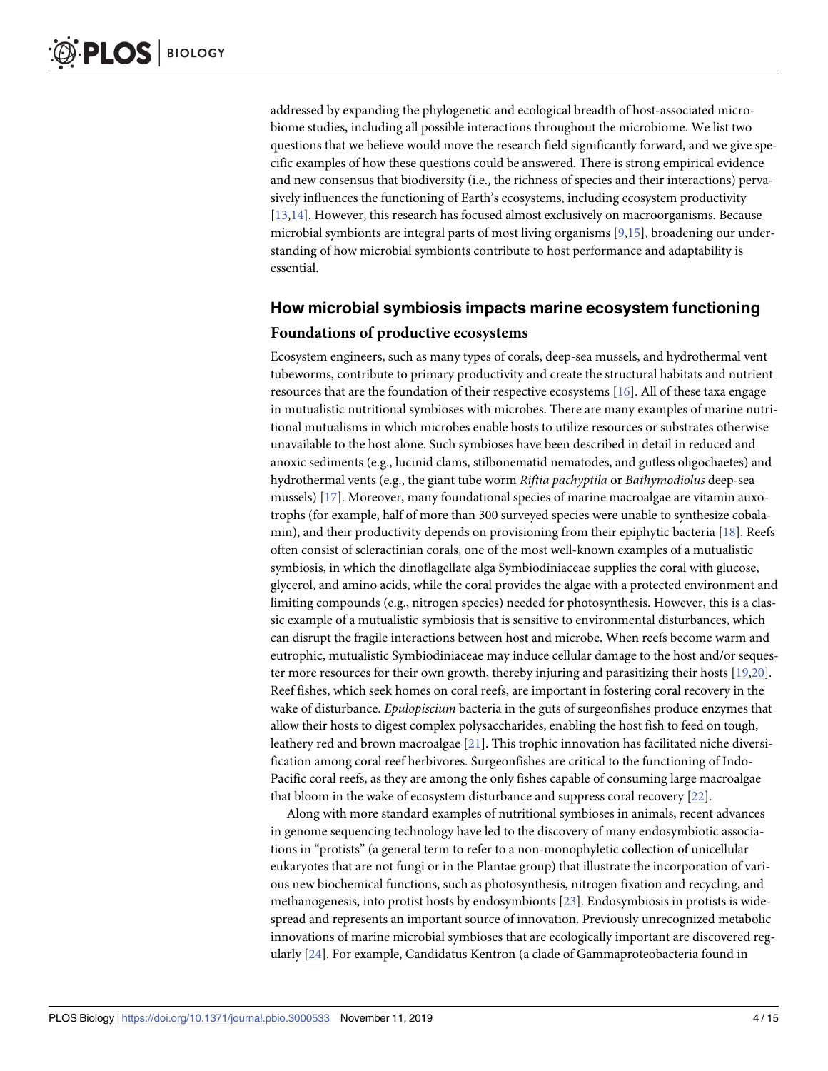addressed by expanding the phylogenetic and ecological breadth of host-associated microbiome studies, including all possible interactions throughout the microbiome. We list two questions that we believe would move the research field significantly forward, and we give specific examples of how these questions could be answered. There is strong empirical evidence and new consensus that biodiversity (i.e., the richness of species and their interactions) pervasively influences the functioning of Earth's ecosystems, including ecosystem productivity [13,14]. However, this research has focused almost exclusively on macroorganisms. Because microbial symbionts are integral parts of most living organisms [9,15], broadening our understanding of how microbial symbionts contribute to host performance and adaptability is essential.

## How microbial symbiosis impacts marine ecosystem functioning

### Foundations of productive ecosystems

Ecosystem engineers, such as many types of corals, deep-sea mussels, and hydrothermal vent tubeworms, contribute to primary productivity and create the structural habitats and nutrient resources that are the foundation of their respective ecosystems [16]. All of these taxa engage in mutualistic nutritional symbioses with microbes. There are many examples of marine nutritional mutualisms in which microbes enable hosts to utilize resources or substrates otherwise unavailable to the host alone. Such symbioses have been described in detail in reduced and anoxic sediments (e.g., lucinid clams, stilbonematid nematodes, and gutless oligochaetes) and hydrothermal vents (e.g., the giant tube worm *Riftia pachyptila* or *Bathymodiolus* deep-sea mussels) [17]. Moreover, many foundational species of marine macroalgae are vitamin auxotrophs (for example, half of more than 300 surveyed species were unable to synthesize cobalamin), and their productivity depends on provisioning from their epiphytic bacteria [18]. Reefs often consist of scleractinian corals, one of the most well-known examples of a mutualistic symbiosis, in which the dinoflagellate alga Symbiodiniaceae supplies the coral with glucose, glycerol, and amino acids, while the coral provides the algae with a protected environment and limiting compounds (e.g., nitrogen species) needed for photosynthesis. However, this is a classic example of a mutualistic symbiosis that is sensitive to environmental disturbances, which can disrupt the fragile interactions between host and microbe. When reefs become warm and eutrophic, mutualistic Symbiodiniaceae may induce cellular damage to the host and/or sequester more resources for their own growth, thereby injuring and parasitizing their hosts [19,20]. Reef fishes, which seek homes on coral reefs, are important in fostering coral recovery in the wake of disturbance. *Epulopiscium* bacteria in the guts of surgeonfishes produce enzymes that allow their hosts to digest complex polysaccharides, enabling the host fish to feed on tough, leathery red and brown macroalgae [21]. This trophic innovation has facilitated niche diversification among coral reef herbivores. Surgeonfishes are critical to the functioning of Indo-Pacific coral reefs, as they are among the only fishes capable of consuming large macroalgae that bloom in the wake of ecosystem disturbance and suppress coral recovery [22].

Along with more standard examples of nutritional symbioses in animals, recent advances in genome sequencing technology have led to the discovery of many endosymbiotic associations in "protists" (a general term to refer to a non-monophyletic collection of unicellular eukaryotes that are not fungi or in the Plantae group) that illustrate the incorporation of various new biochemical functions, such as photosynthesis, nitrogen fixation and recycling, and methanogenesis, into protist hosts by endosymbionts [23]. Endosymbiosis in protists is widespread and represents an important source of innovation. Previously unrecognized metabolic innovations of marine microbial symbioses that are ecologically important are discovered regularly [24]. For example, Candidatus Kentron (a clade of Gammaproteobacteria found in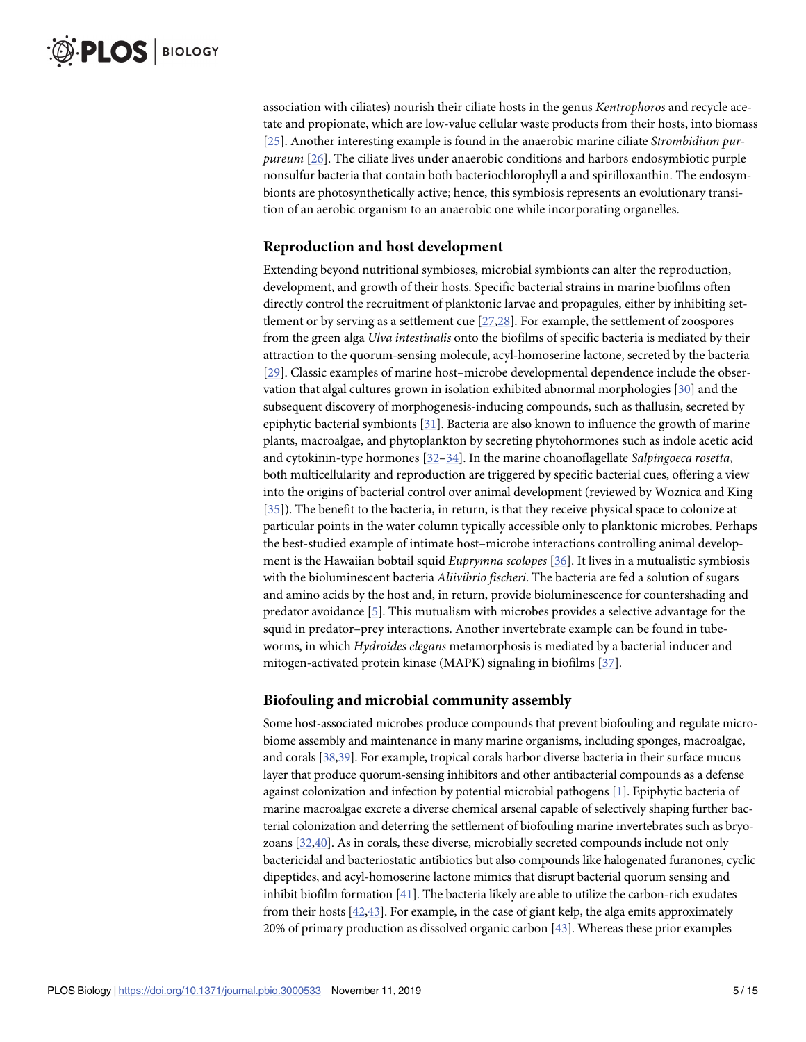association with ciliates) nourish their ciliate hosts in the genus *Kentrophoros* and recycle acetate and propionate, which are low-value cellular waste products from their hosts, into biomass [25]. Another interesting example is found in the anaerobic marine ciliate *Strombidium purpureum* [26]. The ciliate lives under anaerobic conditions and harbors endosymbiotic purple nonsulfur bacteria that contain both bacteriochlorophyll a and spirilloxanthin. The endosymbionts are photosynthetically active; hence, this symbiosis represents an evolutionary transition of an aerobic organism to an anaerobic one while incorporating organelles.

## Reproduction and host development

Extending beyond nutritional symbioses, microbial symbionts can alter the reproduction, development, and growth of their hosts. Specific bacterial strains in marine biofilms often directly control the recruitment of planktonic larvae and propagules, either by inhibiting settlement or by serving as a settlement cue [27,28]. For example, the settlement of zoospores from the green alga *Ulva intestinalis* onto the biofilms of specific bacteria is mediated by their attraction to the quorum-sensing molecule, acyl-homoserine lactone, secreted by the bacteria [29]. Classic examples of marine host–microbe developmental dependence include the observation that algal cultures grown in isolation exhibited abnormal morphologies [30] and the subsequent discovery of morphogenesis-inducing compounds, such as thallusin, secreted by epiphytic bacterial symbionts [31]. Bacteria are also known to influence the growth of marine plants, macroalgae, and phytoplankton by secreting phytohormones such as indole acetic acid and cytokinin-type hormones [32–34]. In the marine choanoflagellate *Salpingoeca rosetta*, both multicellularity and reproduction are triggered by specific bacterial cues, offering a view into the origins of bacterial control over animal development (reviewed by Woznica and King [35]). The benefit to the bacteria, in return, is that they receive physical space to colonize at particular points in the water column typically accessible only to planktonic microbes. Perhaps the best-studied example of intimate host–microbe interactions controlling animal development is the Hawaiian bobtail squid *Euprymna scolopes* [36]. It lives in a mutualistic symbiosis with the bioluminescent bacteria *Aliivibrio fischeri*. The bacteria are fed a solution of sugars and amino acids by the host and, in return, provide bioluminescence for countershading and predator avoidance [5]. This mutualism with microbes provides a selective advantage for the squid in predator–prey interactions. Another invertebrate example can be found in tubeworms, in which *Hydroides elegans* metamorphosis is mediated by a bacterial inducer and mitogen-activated protein kinase (MAPK) signaling in biofilms [37].

## Biofouling and microbial community assembly

Some host-associated microbes produce compounds that prevent biofouling and regulate microbiome assembly and maintenance in many marine organisms, including sponges, macroalgae, and corals [38,39]. For example, tropical corals harbor diverse bacteria in their surface mucus layer that produce quorum-sensing inhibitors and other antibacterial compounds as a defense against colonization and infection by potential microbial pathogens [1]. Epiphytic bacteria of marine macroalgae excrete a diverse chemical arsenal capable of selectively shaping further bacterial colonization and deterring the settlement of biofouling marine invertebrates such as bryozoans [32,40]. As in corals, these diverse, microbially secreted compounds include not only bactericidal and bacteriostatic antibiotics but also compounds like halogenated furanones, cyclic dipeptides, and acyl-homoserine lactone mimics that disrupt bacterial quorum sensing and inhibit biofilm formation [41]. The bacteria likely are able to utilize the carbon-rich exudates from their hosts [42,43]. For example, in the case of giant kelp, the alga emits approximately 20% of primary production as dissolved organic carbon [43]. Whereas these prior examples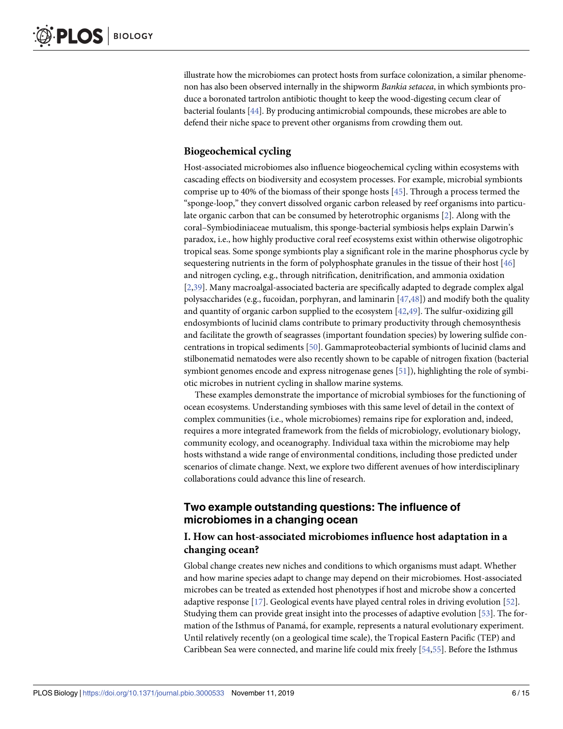illustrate how the microbiomes can protect hosts from surface colonization, a similar phenomenon has also been observed internally in the shipworm *Bankia setacea*, in which symbionts produce a boronated tartrolon antibiotic thought to keep the wood-digesting cecum clear of bacterial foulants [44]. By producing antimicrobial compounds, these microbes are able to defend their niche space to prevent other organisms from crowding them out.

### Biogeochemical cycling

Host-associated microbiomes also influence biogeochemical cycling within ecosystems with cascading effects on biodiversity and ecosystem processes. For example, microbial symbionts comprise up to 40% of the biomass of their sponge hosts [45]. Through a process termed the "sponge-loop," they convert dissolved organic carbon released by reef organisms into particulate organic carbon that can be consumed by heterotrophic organisms [2]. Along with the coral–Symbiodiniaceae mutualism, this sponge-bacterial symbiosis helps explain Darwin's paradox, i.e., how highly productive coral reef ecosystems exist within otherwise oligotrophic tropical seas. Some sponge symbionts play a significant role in the marine phosphorus cycle by sequestering nutrients in the form of polyphosphate granules in the tissue of their host [46] and nitrogen cycling, e.g., through nitrification, denitrification, and ammonia oxidation [2,39]. Many macroalgal-associated bacteria are specifically adapted to degrade complex algal polysaccharides (e.g., fucoidan, porphyran, and laminarin [47,48]) and modify both the quality and quantity of organic carbon supplied to the ecosystem [42,49]. The sulfur-oxidizing gill endosymbionts of lucinid clams contribute to primary productivity through chemosynthesis and facilitate the growth of seagrasses (important foundation species) by lowering sulfide concentrations in tropical sediments [50]. Gammaproteobacterial symbionts of lucinid clams and stilbonematid nematodes were also recently shown to be capable of nitrogen fixation (bacterial symbiont genomes encode and express nitrogenase genes [51]), highlighting the role of symbiotic microbes in nutrient cycling in shallow marine systems.

These examples demonstrate the importance of microbial symbioses for the functioning of ocean ecosystems. Understanding symbioses with this same level of detail in the context of complex communities (i.e., whole microbiomes) remains ripe for exploration and, indeed, requires a more integrated framework from the fields of microbiology, evolutionary biology, community ecology, and oceanography. Individual taxa within the microbiome may help hosts withstand a wide range of environmental conditions, including those predicted under scenarios of climate change. Next, we explore two different avenues of how interdisciplinary collaborations could advance this line of research.

## Two example outstanding questions: The influence of microbiomes in a changing ocean

### I. How can host-associated microbiomes influence host adaptation in a changing ocean?

Global change creates new niches and conditions to which organisms must adapt. Whether and how marine species adapt to change may depend on their microbiomes. Host-associated microbes can be treated as extended host phenotypes if host and microbe show a concerted adaptive response [17]. Geological events have played central roles in driving evolution [52]. Studying them can provide great insight into the processes of adaptive evolution [53]. The formation of the Isthmus of Panamá, for example, represents a natural evolutionary experiment. Until relatively recently (on a geological time scale), the Tropical Eastern Pacific (TEP) and Caribbean Sea were connected, and marine life could mix freely [54,55]. Before the Isthmus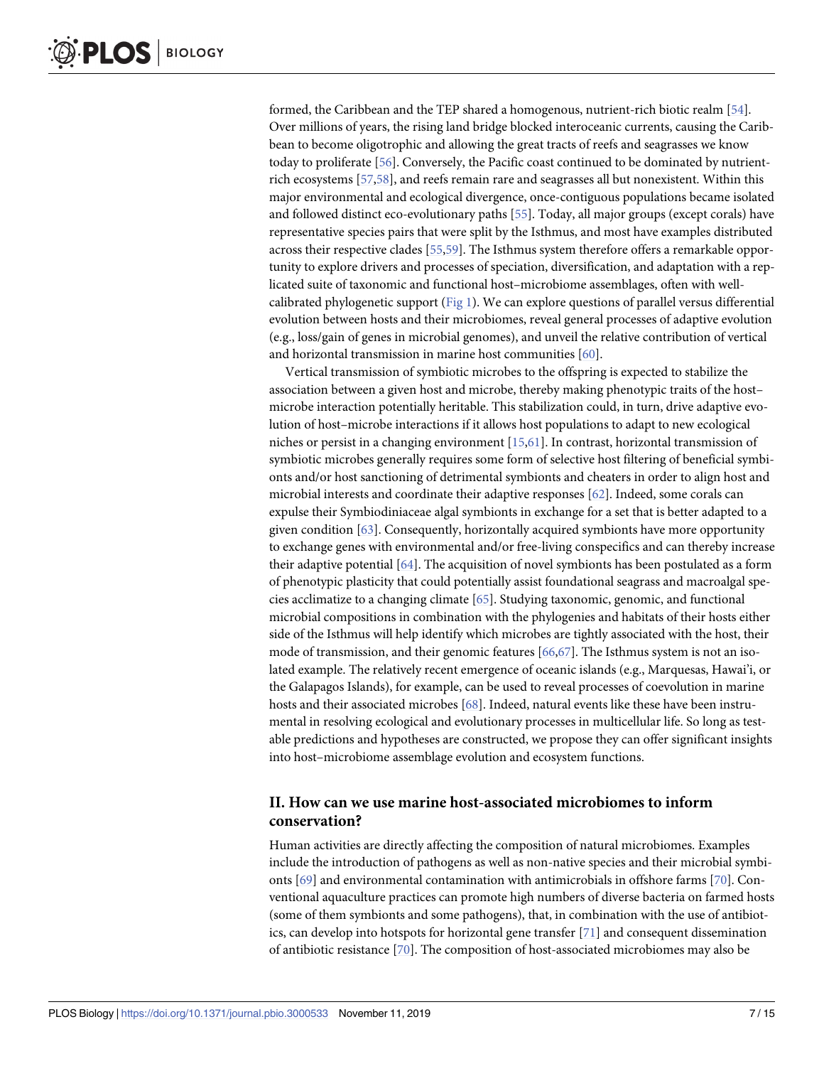formed, the Caribbean and the TEP shared a homogenous, nutrient-rich biotic realm [54]. Over millions of years, the rising land bridge blocked interoceanic currents, causing the Caribbean to become oligotrophic and allowing the great tracts of reefs and seagrasses we know today to proliferate [56]. Conversely, the Pacific coast continued to be dominated by nutrient-rich ecosystems [57,58], and reefs remain rare and seagrasses all but nonexistent. Within this major environmental and ecological divergence, once-contiguous populations became isolated and followed distinct eco-evolutionary paths [55]. Today, all major groups (except corals) have representative species pairs that were split by the Isthmus, and most have examples distributed across their respective clades [55,59]. The Isthmus system therefore offers a remarkable opportunity to explore drivers and processes of speciation, diversification, and adaptation with a replicated suite of taxonomic and functional host–microbiome assemblages, often with well-calibrated phylogenetic support (Fig 1). We can explore questions of parallel versus differential evolution between hosts and their microbiomes, reveal general processes of adaptive evolution (e.g., loss/gain of genes in microbial genomes), and unveil the relative contribution of vertical and horizontal transmission in marine host communities [60].

Vertical transmission of symbiotic microbes to the offspring is expected to stabilize the association between a given host and microbe, thereby making phenotypic traits of the host–microbe interaction potentially heritable. This stabilization could, in turn, drive adaptive evolution of host–microbe interactions if it allows host populations to adapt to new ecological niches or persist in a changing environment [15,61]. In contrast, horizontal transmission of symbiotic microbes generally requires some form of selective host filtering of beneficial symbionts and/or host sanctioning of detrimental symbionts and cheaters in order to align host and microbial interests and coordinate their adaptive responses [62]. Indeed, some corals can expulse their Symbiodiniaceae algal symbionts in exchange for a set that is better adapted to a given condition [63]. Consequently, horizontally acquired symbionts have more opportunity to exchange genes with environmental and/or free-living conspecifics and can thereby increase their adaptive potential [64]. The acquisition of novel symbionts has been postulated as a form of phenotypic plasticity that could potentially assist foundational seagrass and macroalgal species acclimatize to a changing climate [65]. Studying taxonomic, genomic, and functional microbial compositions in combination with the phylogenies and habitats of their hosts either side of the Isthmus will help identify which microbes are tightly associated with the host, their mode of transmission, and their genomic features [66,67]. The Isthmus system is not an isolated example. The relatively recent emergence of oceanic islands (e.g., Marquesas, Hawai'i, or the Galapagos Islands), for example, can be used to reveal processes of coevolution in marine hosts and their associated microbes [68]. Indeed, natural events like these have been instrumental in resolving ecological and evolutionary processes in multicellular life. So long as testable predictions and hypotheses are constructed, we propose they can offer significant insights into host–microbiome assemblage evolution and ecosystem functions.

## II. How can we use marine host-associated microbiomes to inform conservation?

Human activities are directly affecting the composition of natural microbiomes. Examples include the introduction of pathogens as well as non-native species and their microbial symbionts [69] and environmental contamination with antimicrobials in offshore farms [70]. Conventional aquaculture practices can promote high numbers of diverse bacteria on farmed hosts (some of them symbionts and some pathogens), that, in combination with the use of antibiotics, can develop into hotspots for horizontal gene transfer [71] and consequent dissemination of antibiotic resistance [70]. The composition of host-associated microbiomes may also be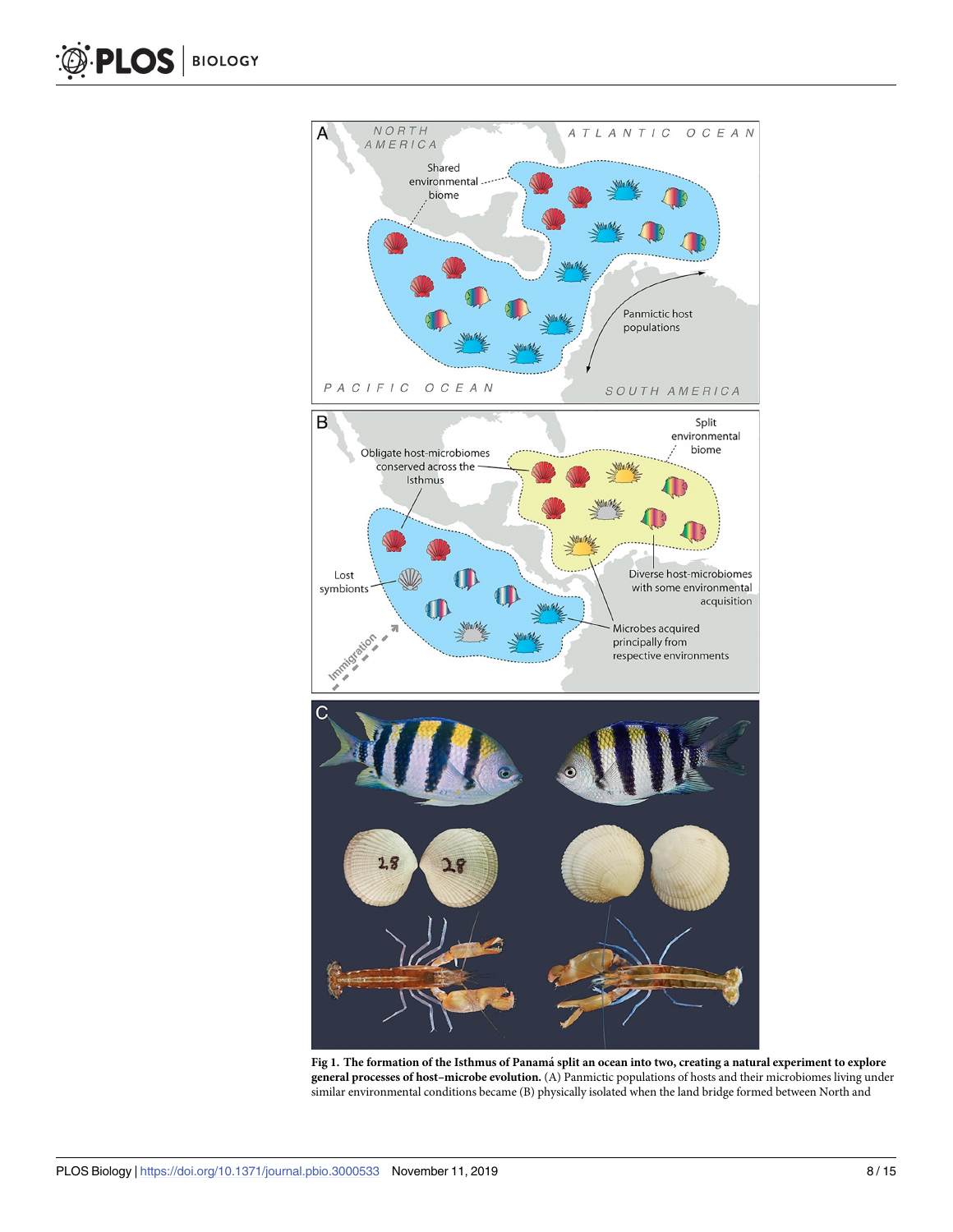**Fig 1. The formation of the Isthmus of Panamá split an ocean into two, creating a natural experiment to explore general processes of host–microbe evolution.** (A) Panmictic populations of hosts and their microbiomes living under similar environmental conditions became (B) physically isolated when the land bridge formed between North and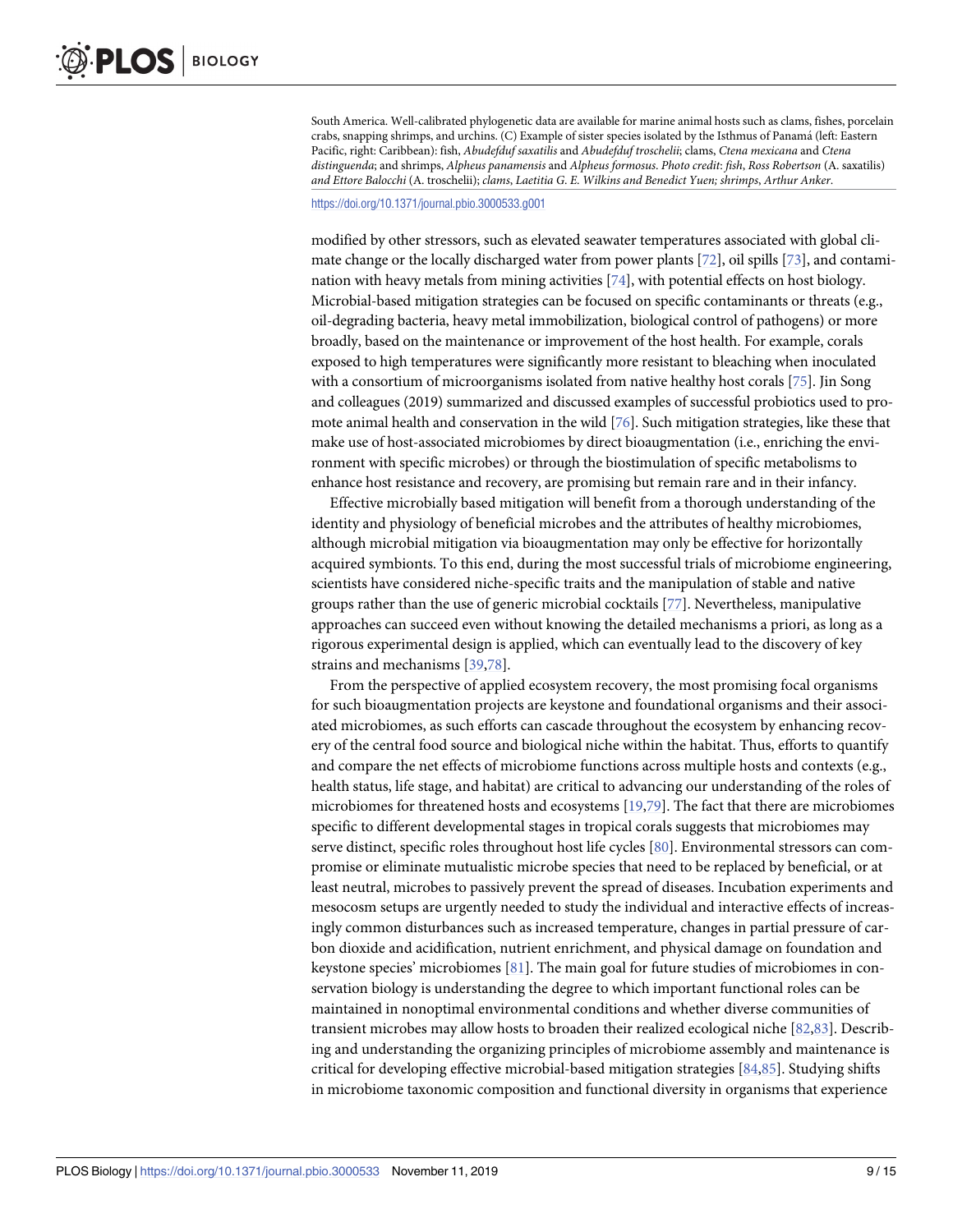South America. Well-calibrated phylogenetic data are available for marine animal hosts such as clams, fishes, porcelain crabs, snapping shrimps, and urchins. (C) Example of sister species isolated by the Isthmus of Panamá (left: Eastern Pacific, right: Caribbean): fish, *Abudefduf saxatilis* and *Abudefduf troschelii*; clams, *Ctena mexicana* and *Ctena distinguenda*; and shrimps, *Alpheus panamensis* and *Alpheus formosus*. *Photo credit*: *fish*, *Ross Robertson* (A. saxatilis) *and Ettore Balocchi* (A. troschelii); *clams*, *Laetitia G. E. Wilkins and Benedict Yuen*; *shrimps*, *Arthur Anker*.

https://doi.org/10.1371/journal.pbio.3000533.g001

modified by other stressors, such as elevated seawater temperatures associated with global climate change or the locally discharged water from power plants [72], oil spills [73], and contamination with heavy metals from mining activities [74], with potential effects on host biology. Microbial-based mitigation strategies can be focused on specific contaminants or threats (e.g., oil-degrading bacteria, heavy metal immobilization, biological control of pathogens) or more broadly, based on the maintenance or improvement of the host health. For example, corals exposed to high temperatures were significantly more resistant to bleaching when inoculated with a consortium of microorganisms isolated from native healthy host corals [75]. Jin Song and colleagues (2019) summarized and discussed examples of successful probiotics used to promote animal health and conservation in the wild [76]. Such mitigation strategies, like these that make use of host-associated microbiomes by direct bioaugmentation (i.e., enriching the environment with specific microbes) or through the biostimulation of specific metabolisms to enhance host resistance and recovery, are promising but remain rare and in their infancy.

Effective microbially based mitigation will benefit from a thorough understanding of the identity and physiology of beneficial microbes and the attributes of healthy microbiomes, although microbial mitigation via bioaugmentation may only be effective for horizontally acquired symbionts. To this end, during the most successful trials of microbiome engineering, scientists have considered niche-specific traits and the manipulation of stable and native groups rather than the use of generic microbial cocktails [77]. Nevertheless, manipulative approaches can succeed even without knowing the detailed mechanisms a priori, as long as a rigorous experimental design is applied, which can eventually lead to the discovery of key strains and mechanisms [39,78].

From the perspective of applied ecosystem recovery, the most promising focal organisms for such bioaugmentation projects are keystone and foundational organisms and their associated microbiomes, as such efforts can cascade throughout the ecosystem by enhancing recovery of the central food source and biological niche within the habitat. Thus, efforts to quantify and compare the net effects of microbiome functions across multiple hosts and contexts (e.g., health status, life stage, and habitat) are critical to advancing our understanding of the roles of microbiomes for threatened hosts and ecosystems [19,79]. The fact that there are microbiomes specific to different developmental stages in tropical corals suggests that microbiomes may serve distinct, specific roles throughout host life cycles [80]. Environmental stressors can compromise or eliminate mutualistic microbe species that need to be replaced by beneficial, or at least neutral, microbes to passively prevent the spread of diseases. Incubation experiments and mesocosm setups are urgently needed to study the individual and interactive effects of increasingly common disturbances such as increased temperature, changes in partial pressure of carbon dioxide and acidification, nutrient enrichment, and physical damage on foundation and keystone species' microbiomes [81]. The main goal for future studies of microbiomes in conservation biology is understanding the degree to which important functional roles can be maintained in nonoptimal environmental conditions and whether diverse communities of transient microbes may allow hosts to broaden their realized ecological niche [82,83]. Describing and understanding the organizing principles of microbiome assembly and maintenance is critical for developing effective microbial-based mitigation strategies [84,85]. Studying shifts in microbiome taxonomic composition and functional diversity in organisms that experience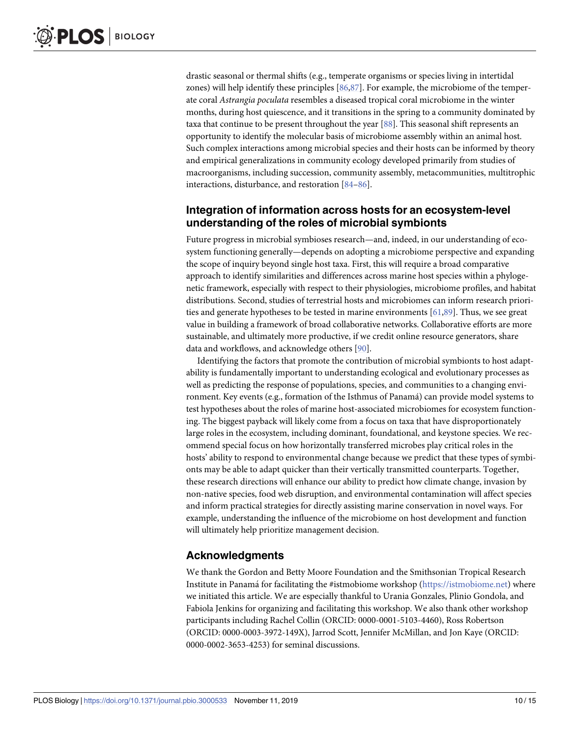drastic seasonal or thermal shifts (e.g., temperate organisms or species living in intertidal zones) will help identify these principles [86,87]. For example, the microbiome of the temperate coral *Astrangia poculata* resembles a diseased tropical coral microbiome in the winter months, during host quiescence, and it transitions in the spring to a community dominated by taxa that continue to be present throughout the year [88]. This seasonal shift represents an opportunity to identify the molecular basis of microbiome assembly within an animal host. Such complex interactions among microbial species and their hosts can be informed by theory and empirical generalizations in community ecology developed primarily from studies of macroorganisms, including succession, community assembly, metacommunities, multitrophic interactions, disturbance, and restoration [84–86].

## Integration of information across hosts for an ecosystem-level understanding of the roles of microbial symbionts

Future progress in microbial symbioses research—and, indeed, in our understanding of ecosystem functioning generally—depends on adopting a microbiome perspective and expanding the scope of inquiry beyond single host taxa. First, this will require a broad comparative approach to identify similarities and differences across marine host species within a phylogenetic framework, especially with respect to their physiologies, microbiome profiles, and habitat distributions. Second, studies of terrestrial hosts and microbiomes can inform research priorities and generate hypotheses to be tested in marine environments [61,89]. Thus, we see great value in building a framework of broad collaborative networks. Collaborative efforts are more sustainable, and ultimately more productive, if we credit online resource generators, share data and workflows, and acknowledge others [90].

Identifying the factors that promote the contribution of microbial symbionts to host adaptability is fundamentally important to understanding ecological and evolutionary processes as well as predicting the response of populations, species, and communities to a changing environment. Key events (e.g., formation of the Isthmus of Panamá) can provide model systems to test hypotheses about the roles of marine host-associated microbiomes for ecosystem functioning. The biggest payback will likely come from a focus on taxa that have disproportionately large roles in the ecosystem, including dominant, foundational, and keystone species. We recommend special focus on how horizontally transferred microbes play critical roles in the hosts' ability to respond to environmental change because we predict that these types of symbionts may be able to adapt quicker than their vertically transmitted counterparts. Together, these research directions will enhance our ability to predict how climate change, invasion by non-native species, food web disruption, and environmental contamination will affect species and inform practical strategies for directly assisting marine conservation in novel ways. For example, understanding the influence of the microbiome on host development and function will ultimately help prioritize management decision.

## Acknowledgments

We thank the Gordon and Betty Moore Foundation and the Smithsonian Tropical Research Institute in Panamá for facilitating the #istmobiome workshop (https://istmobiome.net) where we initiated this article. We are especially thankful to Urania Gonzales, Plinio Gondola, and Fabiola Jenkins for organizing and facilitating this workshop. We also thank other workshop participants including Rachel Collin (ORCID: 0000-0001-5103-4460), Ross Robertson (ORCID: 0000-0003-3972-149X), Jarrod Scott, Jennifer McMillan, and Jon Kaye (ORCID: 0000-0002-3653-4253) for seminal discussions.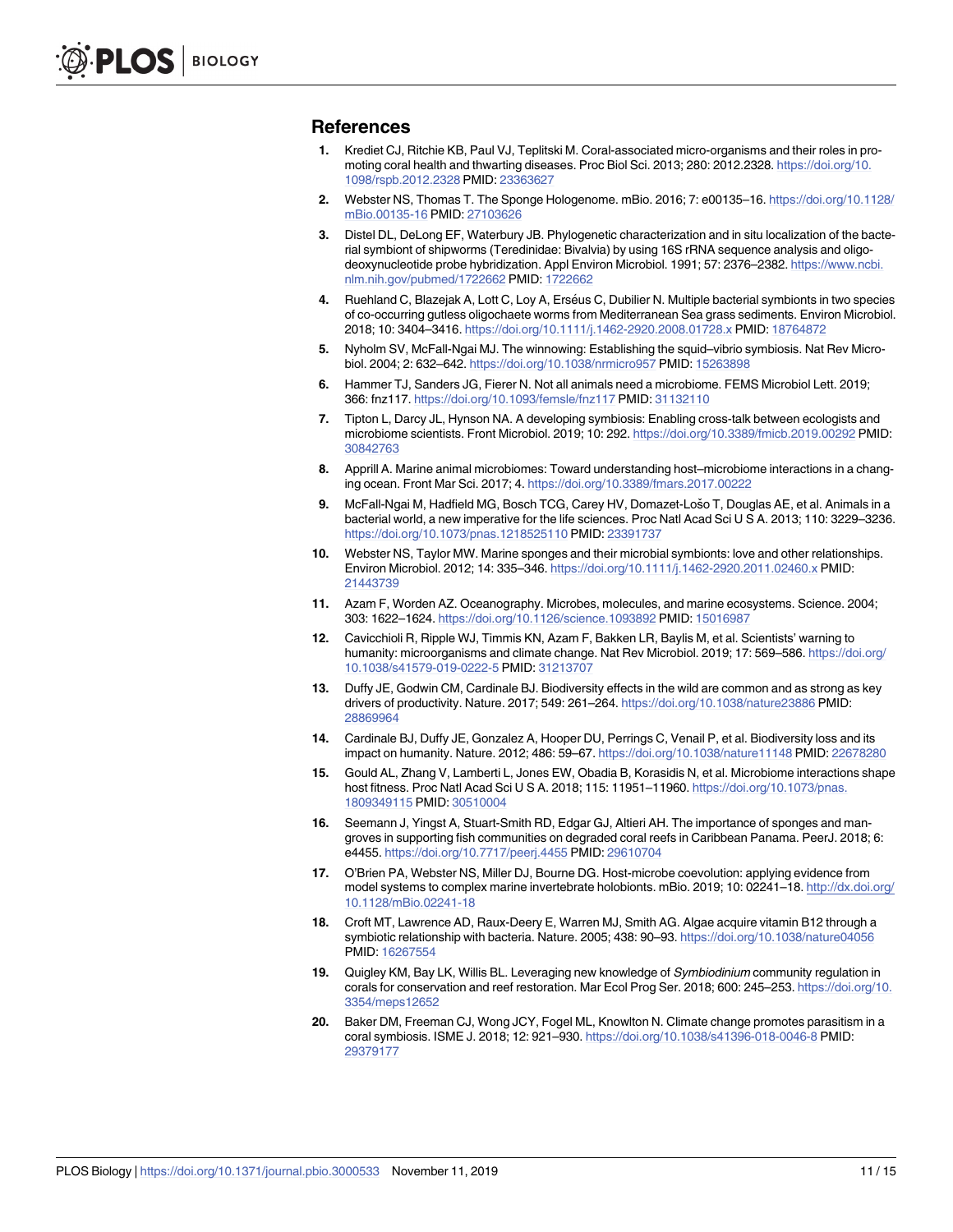## References

1. Krediet CJ, Ritchie KB, Paul VJ, Teplitski M. Coral-associated micro-organisms and their roles in promoting coral health and thwarting diseases. Proc Biol Sci. 2013; 280: 2012.2328. https://doi.org/10.1098/rspb.2012.2328 PMID: 23363627
2. Webster NS, Thomas T. The Sponge Hologenome. mBio. 2016; 7: e00135–16. https://doi.org/10.1128/mBio.00135-16 PMID: 27103626
3. Distel DL, DeLong EF, Waterbury JB. Phylogenetic characterization and in situ localization of the bacterial symbiont of shipworms (Teredinidae: Bivalvia) by using 16S rRNA sequence analysis and oligodeoxynucleotide probe hybridization. Appl Environ Microbiol. 1991; 57: 2376–2382. https://www.ncbi.nlm.nih.gov/pubmed/1722662 PMID: 1722662
4. Ruehland C, Blazejak A, Lott C, Loy A, Erséus C, Dubilier N. Multiple bacterial symbionts in two species of co-occurring gutless oligochaete worms from Mediterranean Sea grass sediments. Environ Microbiol. 2018; 10: 3404–3416. https://doi.org/10.1111/j.1462-2920.2008.01728.x PMID: 18764872
5. Nyholm SV, McFall-Ngai MJ. The winnowing: Establishing the squid–vibrio symbiosis. Nat Rev Microbiol. 2004; 2: 632–642. https://doi.org/10.1038/nrmicro957 PMID: 15263898
6. Hammer TJ, Sanders JG, Fierer N. Not all animals need a microbiome. FEMS Microbiol Lett. 2019; 366: fnz117. https://doi.org/10.1093/femsle/fnz117 PMID: 31132110
7. Tipton L, Darcy JL, Hynson NA. A developing symbiosis: Enabling cross-talk between ecologists and microbiome scientists. Front Microbiol. 2019; 10: 292. https://doi.org/10.3389/fmicb.2019.00292 PMID: 30842763
8. Apprill A. Marine animal microbiomes: Toward understanding host–microbiome interactions in a changing ocean. Front Mar Sci. 2017; 4. https://doi.org/10.3389/fmars.2017.00222
9. McFall-Ngai M, Hadfield MG, Bosch TCG, Carey HV, Domazet-Lošo T, Douglas AE, et al. Animals in a bacterial world, a new imperative for the life sciences. Proc Natl Acad Sci U S A. 2013; 110: 3229–3236. https://doi.org/10.1073/pnas.1218525110 PMID: 23391737
10. Webster NS, Taylor MW. Marine sponges and their microbial symbionts: love and other relationships. Environ Microbiol. 2012; 14: 335–346. https://doi.org/10.1111/j.1462-2920.2011.02460.x PMID: 21443739
11. Azam F, Worden AZ. Oceanography. Microbes, molecules, and marine ecosystems. Science. 2004; 303: 1622–1624. https://doi.org/10.1126/science.1093892 PMID: 15016987
12. Cavicchioli R, Ripple WJ, Timmis KN, Azam F, Bakken LR, Baylis M, et al. Scientists' warning to humanity: microorganisms and climate change. Nat Rev Microbiol. 2019; 17: 569–586. https://doi.org/10.1038/s41579-019-0222-5 PMID: 31213707
13. Duffy JE, Godwin CM, Cardinale BJ. Biodiversity effects in the wild are common and as strong as key drivers of productivity. Nature. 2017; 549: 261–264. https://doi.org/10.1038/nature23886 PMID: 28869964
14. Cardinale BJ, Duffy JE, Gonzalez A, Hooper DU, Perrings C, Venail P, et al. Biodiversity loss and its impact on humanity. Nature. 2012; 486: 59–67. https://doi.org/10.1038/nature11148 PMID: 22678280
15. Gould AL, Zhang V, Lamberti L, Jones EW, Obadia B, Korasidis N, et al. Microbiome interactions shape host fitness. Proc Natl Acad Sci U S A. 2018; 115: 11951–11960. https://doi.org/10.1073/pnas.1809349115 PMID: 30510004
16. Seemann J, Yingst A, Stuart-Smith RD, Edgar GJ, Altieri AH. The importance of sponges and mangroves in supporting fish communities on degraded coral reefs in Caribbean Panama. PeerJ. 2018; 6: e4455. https://doi.org/10.7717/peerj.4455 PMID: 29610704
17. O'Brien PA, Webster NS, Miller DJ, Bourne DG. Host-microbe coevolution: applying evidence from model systems to complex marine invertebrate holobionts. mBio. 2019; 10: 02241–18. http://dx.doi.org/10.1128/mBio.02241-18
18. Croft MT, Lawrence AD, Raux-Deery E, Warren MJ, Smith AG. Algae acquire vitamin B12 through a symbiotic relationship with bacteria. Nature. 2005; 438: 90–93. https://doi.org/10.1038/nature04056 PMID: 16267554
19. Quigley KM, Bay LK, Willis BL. Leveraging new knowledge of *Symbiodinium* community regulation in corals for conservation and reef restoration. Mar Ecol Prog Ser. 2018; 600: 245–253. https://doi.org/10.3354/meps12652
20. Baker DM, Freeman CJ, Wong JCY, Fogel ML, Knowlton N. Climate change promotes parasitism in a coral symbiosis. ISME J. 2018; 12: 921–930. https://doi.org/10.1038/s41396-018-0046-8 PMID: 29379177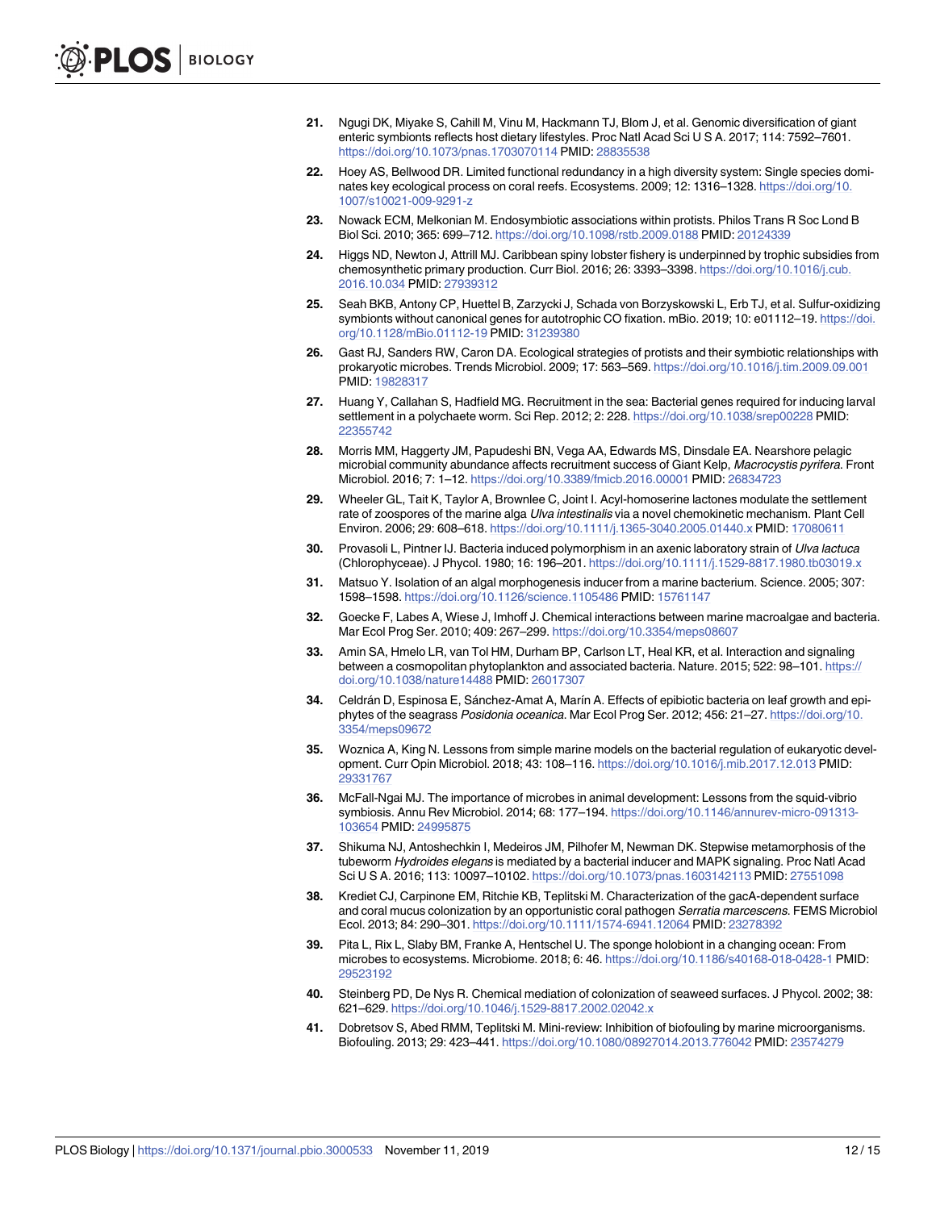21. Ngugi DK, Miyake S, Cahill M, Vinu M, Hackmann TJ, Blom J, et al. Genomic diversification of giant enteric symbionts reflects host dietary lifestyles. Proc Natl Acad Sci U S A. 2017; 114: 7592–7601. https://doi.org/10.1073/pnas.1703070114 PMID: 28835538

22. Hoey AS, Bellwood DR. Limited functional redundancy in a high diversity system: Single species dominates key ecological process on coral reefs. Ecosystems. 2009; 12: 1316–1328. https://doi.org/10.1007/s10021-009-9291-z

23. Nowack ECM, Melkonian M. Endosymbiotic associations within protists. Philos Trans R Soc Lond B Biol Sci. 2010; 365: 699–712. https://doi.org/10.1098/rstb.2009.0188 PMID: 20124339

24. Higgs ND, Newton J, Attrill MJ. Caribbean spiny lobster fishery is underpinned by trophic subsidies from chemosynthetic primary production. Curr Biol. 2016; 26: 3393–3398. https://doi.org/10.1016/j.cub.2016.10.034 PMID: 27939312

25. Seah BKB, Antony CP, Huettel B, Zarzycki J, Schada von Borzyskowski L, Erb TJ, et al. Sulfur-oxidizing symbionts without canonical genes for autotrophic CO fixation. mBio. 2019; 10: e01112–19. https://doi.org/10.1128/mBio.01112-19 PMID: 31239380

26. Gast RJ, Sanders RW, Caron DA. Ecological strategies of protists and their symbiotic relationships with prokaryotic microbes. Trends Microbiol. 2009; 17: 563–569. https://doi.org/10.1016/j.tim.2009.09.001 PMID: 19828317

27. Huang Y, Callahan S, Hadfield MG. Recruitment in the sea: Bacterial genes required for inducing larval settlement in a polychaete worm. Sci Rep. 2012; 2: 228. https://doi.org/10.1038/srep00228 PMID: 22355742

28. Morris MM, Haggerty JM, Papudeshi BN, Vega AA, Edwards MS, Dinsdale EA. Nearshore pelagic microbial community abundance affects recruitment success of Giant Kelp, *Macrocystis pyrifera*. Front Microbiol. 2016; 7: 1–12. https://doi.org/10.3389/fmicb.2016.00001 PMID: 26834723

29. Wheeler GL, Tait K, Taylor A, Brownlee C, Joint I. Acyl-homoserine lactones modulate the settlement rate of zoospores of the marine alga *Ulva intestinalis* via a novel chemokinetic mechanism. Plant Cell Environ. 2006; 29: 608–618. https://doi.org/10.1111/j.1365-3040.2005.01440.x PMID: 17080611

30. Provasoli L, Pintner IJ. Bacteria induced polymorphism in an axenic laboratory strain of *Ulva lactuca* (Chlorophyceae). J Phycol. 1980; 16: 196–201. https://doi.org/10.1111/j.1529-8817.1980.tb03019.x

31. Matsuo Y. Isolation of an algal morphogenesis inducer from a marine bacterium. Science. 2005; 307: 1598–1598. https://doi.org/10.1126/science.1105486 PMID: 15761147

32. Goecke F, Labes A, Wiese J, Imhoff J. Chemical interactions between marine macroalgae and bacteria. Mar Ecol Prog Ser. 2010; 409: 267–299. https://doi.org/10.3354/meps08607

33. Amin SA, Hmelo LR, van Tol HM, Durham BP, Carlson LT, Heal KR, et al. Interaction and signaling between a cosmopolitan phytoplankton and associated bacteria. Nature. 2015; 522: 98–101. https://doi.org/10.1038/nature14488 PMID: 26017307

34. Celdrán D, Espinosa E, Sánchez-Amat A, Marín A. Effects of epibiotic bacteria on leaf growth and epiphytes of the seagrass *Posidonia oceanica*. Mar Ecol Prog Ser. 2012; 456: 21–27. https://doi.org/10.3354/meps09672

35. Woznica A, King N. Lessons from simple marine models on the bacterial regulation of eukaryotic development. Curr Opin Microbiol. 2018; 43: 108–116. https://doi.org/10.1016/j.mib.2017.12.013 PMID: 29331767

36. McFall-Ngai MJ. The importance of microbes in animal development: Lessons from the squid-vibrio symbiosis. Annu Rev Microbiol. 2014; 68: 177–194. https://doi.org/10.1146/annurev-micro-091313-103654 PMID: 24995875

37. Shikuma NJ, Antoshechkin I, Medeiros JM, Pilhofer M, Newman DK. Stepwise metamorphosis of the tubeworm *Hydroides elegans* is mediated by a bacterial inducer and MAPK signaling. Proc Natl Acad Sci U S A. 2016; 113: 10097–10102. https://doi.org/10.1073/pnas.1603142113 PMID: 27551098

38. Krediet CJ, Carpinone EM, Ritchie KB, Teplitski M. Characterization of the gacA-dependent surface and coral mucus colonization by an opportunistic coral pathogen *Serratia marcescens*. FEMS Microbiol Ecol. 2013; 84: 290–301. https://doi.org/10.1111/1574-6941.12064 PMID: 23278392

39. Pita L, Rix L, Slaby BM, Franke A, Hentschel U. The sponge holobiont in a changing ocean: From microbes to ecosystems. Microbiome. 2018; 6: 46. https://doi.org/10.1186/s40168-018-0428-1 PMID: 29523192

40. Steinberg PD, De Nys R. Chemical mediation of colonization of seaweed surfaces. J Phycol. 2002; 38: 621–629. https://doi.org/10.1046/j.1529-8817.2002.02042.x

41. Dobretsov S, Abed RMM, Teplitski M. Mini-review: Inhibition of biofouling by marine microorganisms. Biofouling. 2013; 29: 423–441. https://doi.org/10.1080/08927014.2013.776042 PMID: 23574279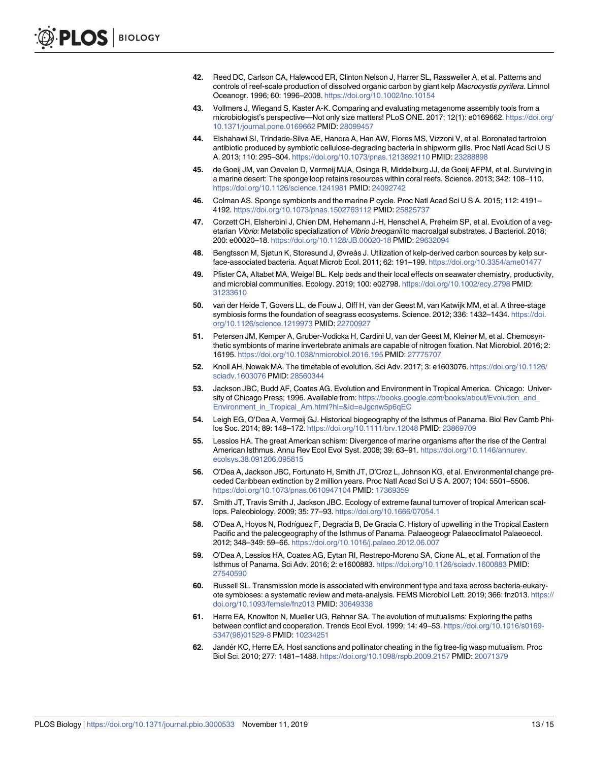42. Reed DC, Carlson CA, Halewood ER, Clinton Nelson J, Harrer SL, Rassweiler A, et al. Patterns and controls of reef-scale production of dissolved organic carbon by giant kelp *Macrocystis pyrifera*. Limnol Oceanogr. 1996; 60: 1996–2008. https://doi.org/10.1002/lno.10154

43. Vollmers J, Wiegand S, Kaster A-K. Comparing and evaluating metagenome assembly tools from a microbiologist's perspective—Not only size matters! PLoS ONE. 2017; 12(1): e0169662. https://doi.org/10.1371/journal.pone.0169662 PMID: 28099457

44. Elshahawi SI, Trindade-Silva AE, Hanora A, Han AW, Flores MS, Vizzoni V, et al. Boronated tartrolon antibiotic produced by symbiotic cellulose-degrading bacteria in shipworm gills. Proc Natl Acad Sci U S A. 2013; 110: 295–304. https://doi.org/10.1073/pnas.1213892110 PMID: 23288898

45. de Goeij JM, van Oevelen D, Vermeij MJA, Osinga R, Middelburg JJ, de Goeij AFPM, et al. Surviving in a marine desert: The sponge loop retains resources within coral reefs. Science. 2013; 342: 108–110. https://doi.org/10.1126/science.1241981 PMID: 24092742

46. Colman AS. Sponge symbionts and the marine P cycle. Proc Natl Acad Sci U S A. 2015; 112: 4191–4192. https://doi.org/10.1073/pnas.1502763112 PMID: 25825737

47. Corzett CH, Elsherbini J, Chien DM, Hehemann J-H, Henschel A, Preheim SP, et al. Evolution of a vegetarian *Vibrio*: Metabolic specialization of *Vibrio breoganii* to macroalgal substrates. J Bacteriol. 2018; 200: e00020–18. https://doi.org/10.1128/JB.00020-18 PMID: 29632094

48. Bengtsson M, Sjøtun K, Storesund J, Øvreås J. Utilization of kelp-derived carbon sources by kelp surface-associated bacteria. Aquat Microb Ecol. 2011; 62: 191–199. https://doi.org/10.3354/ame01477

49. Pfister CA, Altabet MA, Weigel BL. Kelp beds and their local effects on seawater chemistry, productivity, and microbial communities. Ecology. 2019; 100: e02798. https://doi.org/10.1002/ecy.2798 PMID: 31233610

50. van der Heide T, Govers LL, de Fouw J, Olff H, van der Geest M, van Katwijk MM, et al. A three-stage symbiosis forms the foundation of seagrass ecosystems. Science. 2012; 336: 1432–1434. https://doi.org/10.1126/science.1219973 PMID: 22700927

51. Petersen JM, Kemper A, Gruber-Vodicka H, Cardini U, van der Geest M, Kleiner M, et al. Chemosynthetic symbionts of marine invertebrate animals are capable of nitrogen fixation. Nat Microbiol. 2016; 2: 16195. https://doi.org/10.1038/nmicrobiol.2016.195 PMID: 27775707

52. Knoll AH, Nowak MA. The timetable of evolution. Sci Adv. 2017; 3: e1603076. https://doi.org/10.1126/sciadv.1603076 PMID: 28560344

53. Jackson JBC, Budd AF, Coates AG. Evolution and Environment in Tropical America. Chicago: University of Chicago Press; 1996. Available from: https://books.google.com/books/about/Evolution_and_Environment_in_Tropical_Am.html?hl=&id=eJgcnw5p6qEC

54. Leigh EG, O'Dea A, Vermeij GJ. Historical biogeography of the Isthmus of Panama. Biol Rev Camb Philos Soc. 2014; 89: 148–172. https://doi.org/10.1111/brv.12048 PMID: 23869709

55. Lessios HA. The great American schism: Divergence of marine organisms after the rise of the Central American Isthmus. Annu Rev Ecol Evol Syst. 2008; 39: 63–91. https://doi.org/10.1146/annurev.ecolsys.38.091206.095815

56. O'Dea A, Jackson JBC, Fortunato H, Smith JT, D'Croz L, Johnson KG, et al. Environmental change preceded Caribbean extinction by 2 million years. Proc Natl Acad Sci U S A. 2007; 104: 5501–5506. https://doi.org/10.1073/pnas.0610947104 PMID: 17369359

57. Smith JT, Travis Smith J, Jackson JBC. Ecology of extreme faunal turnover of tropical American scallops. Paleobiology. 2009; 35: 77–93. https://doi.org/10.1666/07054.1

58. O'Dea A, Hoyos N, Rodríguez F, Degracia B, De Gracia C. History of upwelling in the Tropical Eastern Pacific and the paleogeography of the Isthmus of Panama. Palaeogeogr Palaeoclimatol Palaeoecol. 2012; 348–349: 59–66. https://doi.org/10.1016/j.palaeo.2012.06.007

59. O'Dea A, Lessios HA, Coates AG, Eytan RI, Restrepo-Moreno SA, Cione AL, et al. Formation of the Isthmus of Panama. Sci Adv. 2016; 2: e1600883. https://doi.org/10.1126/sciadv.1600883 PMID: 27540590

60. Russell SL. Transmission mode is associated with environment type and taxa across bacteria-eukaryote symbioses: a systematic review and meta-analysis. FEMS Microbiol Lett. 2019; 366: fnz013. https://doi.org/10.1093/femsle/fnz013 PMID: 30649338

61. Herre EA, Knowlton N, Mueller UG, Rehner SA. The evolution of mutualisms: Exploring the paths between conflict and cooperation. Trends Ecol Evol. 1999; 14: 49–53. https://doi.org/10.1016/s0169-5347(98)01529-8 PMID: 10234251

62. Jandér KC, Herre EA. Host sanctions and pollinator cheating in the fig tree-fig wasp mutualism. Proc Biol Sci. 2010; 277: 1481–1488. https://doi.org/10.1098/rspb.2009.2157 PMID: 20071379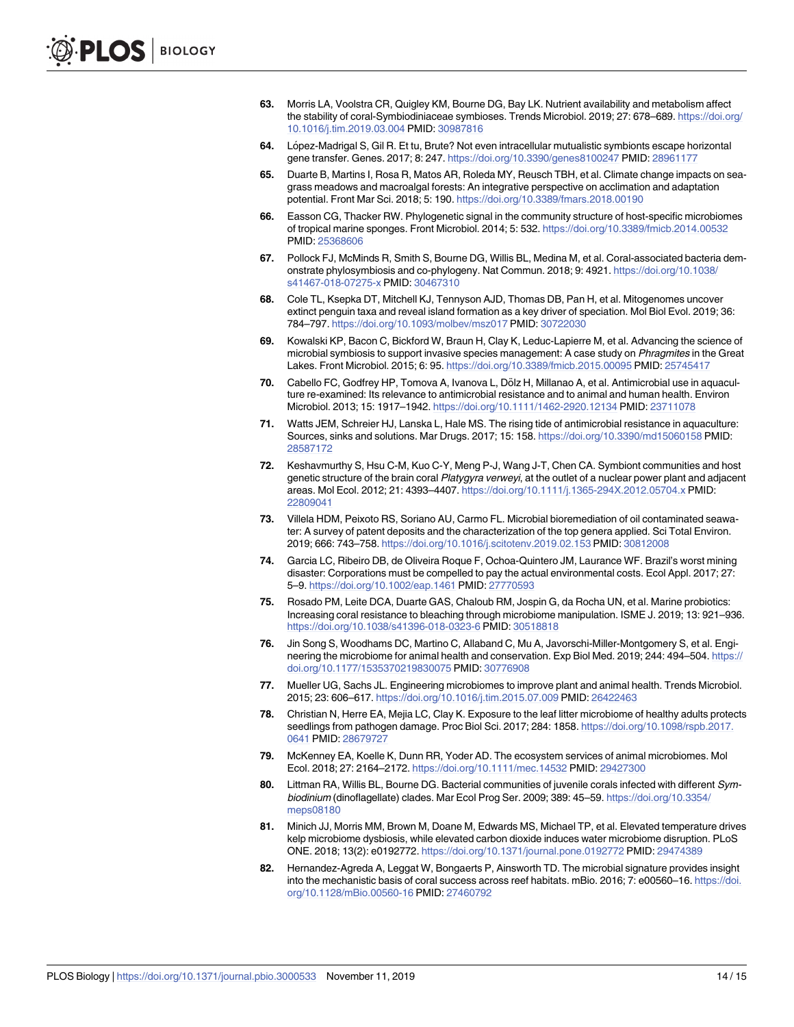63. Morris LA, Voolstra CR, Quigley KM, Bourne DG, Bay LK. Nutrient availability and metabolism affect the stability of coral-Symbiodiniaceae symbioses. Trends Microbiol. 2019; 27: 678–689. https://doi.org/10.1016/j.tim.2019.03.004 PMID: 30987816

64. López-Madrigal S, Gil R. Et tu, Brute? Not even intracellular mutualistic symbionts escape horizontal gene transfer. Genes. 2017; 8: 247. https://doi.org/10.3390/genes8100247 PMID: 28961177

65. Duarte B, Martins I, Rosa R, Matos AR, Roleda MY, Reusch TBH, et al. Climate change impacts on seagrass meadows and macroalgal forests: An integrative perspective on acclimation and adaptation potential. Front Mar Sci. 2018; 5: 190. https://doi.org/10.3389/fmars.2018.00190

66. Easson CG, Thacker RW. Phylogenetic signal in the community structure of host-specific microbiomes of tropical marine sponges. Front Microbiol. 2014; 5: 532. https://doi.org/10.3389/fmicb.2014.00532 PMID: 25368606

67. Pollock FJ, McMinds R, Smith S, Bourne DG, Willis BL, Medina M, et al. Coral-associated bacteria demonstrate phylosymbiosis and co-phylogeny. Nat Commun. 2018; 9: 4921. https://doi.org/10.1038/s41467-018-07275-x PMID: 30467310

68. Cole TL, Ksepka DT, Mitchell KJ, Tennyson AJD, Thomas DB, Pan H, et al. Mitogenomes uncover extinct penguin taxa and reveal island formation as a key driver of speciation. Mol Biol Evol. 2019; 36: 784–797. https://doi.org/10.1093/molbev/msz017 PMID: 30722030

69. Kowalski KP, Bacon C, Bickford W, Braun H, Clay K, Leduc-Lapierre M, et al. Advancing the science of microbial symbiosis to support invasive species management: A case study on *Phragmites* in the Great Lakes. Front Microbiol. 2015; 6: 95. https://doi.org/10.3389/fmicb.2015.00095 PMID: 25745417

70. Cabello FC, Godfrey HP, Tomova A, Ivanova L, Dölz H, Millanao A, et al. Antimicrobial use in aquaculture re-examined: Its relevance to antimicrobial resistance and to animal and human health. Environ Microbiol. 2013; 15: 1917–1942. https://doi.org/10.1111/1462-2920.12134 PMID: 23711078

71. Watts JEM, Schreier HJ, Lanska L, Hale MS. The rising tide of antimicrobial resistance in aquaculture: Sources, sinks and solutions. Mar Drugs. 2017; 15: 158. https://doi.org/10.3390/md15060158 PMID: 28587172

72. Keshavmurthy S, Hsu C-M, Kuo C-Y, Meng P-J, Wang J-T, Chen CA. Symbiont communities and host genetic structure of the brain coral *Platygyra verweyi*, at the outlet of a nuclear power plant and adjacent areas. Mol Ecol. 2012; 21: 4393–4407. https://doi.org/10.1111/j.1365-294X.2012.05704.x PMID: 22809041

73. Villela HDM, Peixoto RS, Soriano AU, Carmo FL. Microbial bioremediation of oil contaminated seawater: A survey of patent deposits and the characterization of the top genera applied. Sci Total Environ. 2019; 666: 743–758. https://doi.org/10.1016/j.scitotenv.2019.02.153 PMID: 30812008

74. Garcia LC, Ribeiro DB, de Oliveira Roque F, Ochoa-Quintero JM, Laurance WF. Brazil's worst mining disaster: Corporations must be compelled to pay the actual environmental costs. Ecol Appl. 2017; 27: 5–9. https://doi.org/10.1002/eap.1461 PMID: 27770593

75. Rosado PM, Leite DCA, Duarte GAS, Chaloub RM, Jospin G, da Rocha UN, et al. Marine probiotics: Increasing coral resistance to bleaching through microbiome manipulation. ISME J. 2019; 13: 921–936. https://doi.org/10.1038/s41396-018-0323-6 PMID: 30518818

76. Jin Song S, Woodhams DC, Martino C, Allaband C, Mu A, Javorschi-Miller-Montgomery S, et al. Engineering the microbiome for animal health and conservation. Exp Biol Med. 2019; 244: 494–504. https://doi.org/10.1177/1535370219830075 PMID: 30776908

77. Mueller UG, Sachs JL. Engineering microbiomes to improve plant and animal health. Trends Microbiol. 2015; 23: 606–617. https://doi.org/10.1016/j.tim.2015.07.009 PMID: 26422463

78. Christian N, Herre EA, Mejia LC, Clay K. Exposure to the leaf litter microbiome of healthy adults protects seedlings from pathogen damage. Proc Biol Sci. 2017; 284: 1858. https://doi.org/10.1098/rspb.2017.0641 PMID: 28679727

79. McKenney EA, Koelle K, Dunn RR, Yoder AD. The ecosystem services of animal microbiomes. Mol Ecol. 2018; 27: 2164–2172. https://doi.org/10.1111/mec.14532 PMID: 29427300

80. Littman RA, Willis BL, Bourne DG. Bacterial communities of juvenile corals infected with different *Symbiodinium* (dinoflagellate) clades. Mar Ecol Prog Ser. 2009; 389: 45–59. https://doi.org/10.3354/meps08180

81. Minich JJ, Morris MM, Brown M, Doane M, Edwards MS, Michael TP, et al. Elevated temperature drives kelp microbiome dysbiosis, while elevated carbon dioxide induces water microbiome disruption. PLoS ONE. 2018; 13(2): e0192772. https://doi.org/10.1371/journal.pone.0192772 PMID: 29474389

82. Hernandez-Agreda A, Leggat W, Bongaerts P, Ainsworth TD. The microbial signature provides insight into the mechanistic basis of coral success across reef habitats. mBio. 2016; 7: e00560–16. https://doi.org/10.1128/mBio.00560-16 PMID: 27460792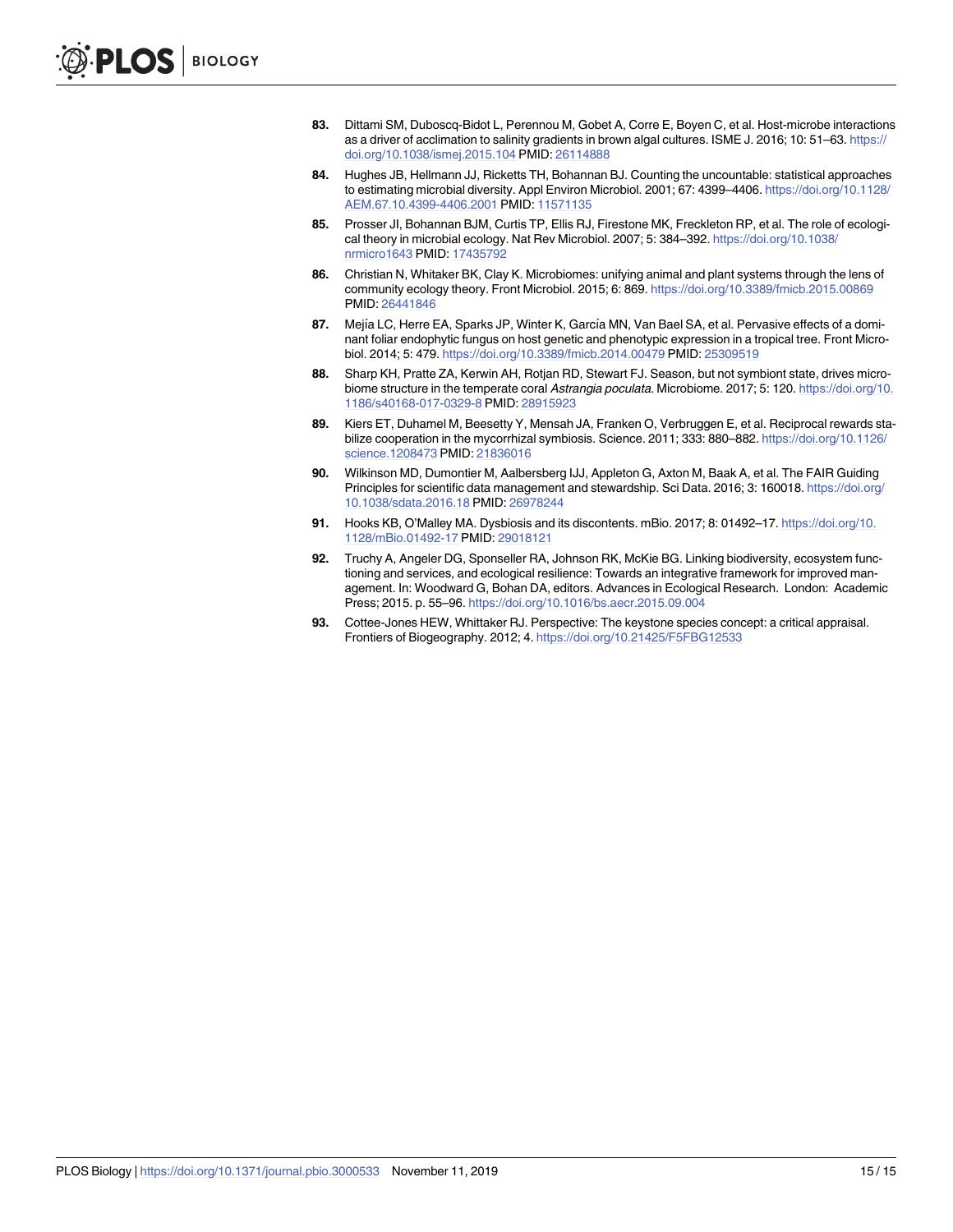83. Dittami SM, Duboscq-Bidot L, Perennou M, Gobet A, Corre E, Boyen C, et al. Host-microbe interactions as a driver of acclimation to salinity gradients in brown algal cultures. ISME J. 2016; 10: 51–63. https://doi.org/10.1038/ismej.2015.104 PMID: 26114888

84. Hughes JB, Hellmann JJ, Ricketts TH, Bohannan BJ. Counting the uncountable: statistical approaches to estimating microbial diversity. Appl Environ Microbiol. 2001; 67: 4399–4406. https://doi.org/10.1128/AEM.67.10.4399-4406.2001 PMID: 11571135

85. Prosser JI, Bohannan BJM, Curtis TP, Ellis RJ, Firestone MK, Freckleton RP, et al. The role of ecological theory in microbial ecology. Nat Rev Microbiol. 2007; 5: 384–392. https://doi.org/10.1038/nrmicro1643 PMID: 17435792

86. Christian N, Whitaker BK, Clay K. Microbiomes: unifying animal and plant systems through the lens of community ecology theory. Front Microbiol. 2015; 6: 869. https://doi.org/10.3389/fmicb.2015.00869 PMID: 26441846

87. Mejía LC, Herre EA, Sparks JP, Winter K, García MN, Van Bael SA, et al. Pervasive effects of a dominant foliar endophytic fungus on host genetic and phenotypic expression in a tropical tree. Front Microbiol. 2014; 5: 479. https://doi.org/10.3389/fmicb.2014.00479 PMID: 25309519

88. Sharp KH, Pratte ZA, Kerwin AH, Rotjan RD, Stewart FJ. Season, but not symbiont state, drives microbiome structure in the temperate coral *Astrangia poculata*. Microbiome. 2017; 5: 120. https://doi.org/10.1186/s40168-017-0329-8 PMID: 28915923

89. Kiers ET, Duhamel M, Beesetty Y, Mensah JA, Franken O, Verbruggen E, et al. Reciprocal rewards stabilize cooperation in the mycorrhizal symbiosis. Science. 2011; 333: 880–882. https://doi.org/10.1126/science.1208473 PMID: 21836016

90. Wilkinson MD, Dumontier M, Aalbersberg IJJ, Appleton G, Axton M, Baak A, et al. The FAIR Guiding Principles for scientific data management and stewardship. Sci Data. 2016; 3: 160018. https://doi.org/10.1038/sdata.2016.18 PMID: 26978244

91. Hooks KB, O'Malley MA. Dysbiosis and its discontents. mBio. 2017; 8: 01492–17. https://doi.org/10.1128/mBio.01492-17 PMID: 29018121

92. Truchy A, Angeler DG, Sponseller RA, Johnson RK, McKie BG. Linking biodiversity, ecosystem functioning and services, and ecological resilience: Towards an integrative framework for improved management. In: Woodward G, Bohan DA, editors. Advances in Ecological Research. London: Academic Press; 2015. p. 55–96. https://doi.org/10.1016/bs.aecr.2015.09.004

93. Cottee-Jones HEW, Whittaker RJ. Perspective: The keystone species concept: a critical appraisal. Frontiers of Biogeography. 2012; 4. https://doi.org/10.21425/F5FBG12533